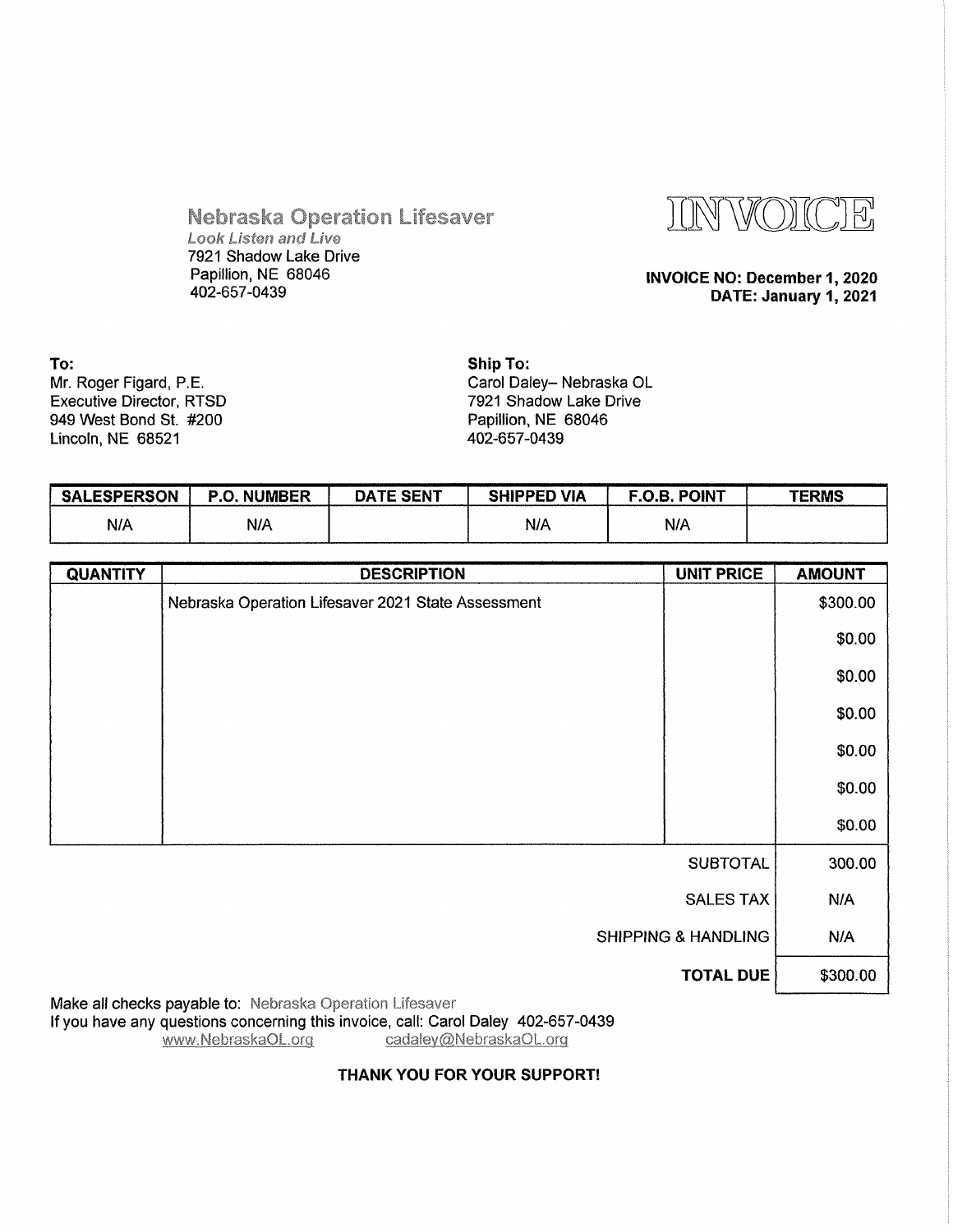**Nebraska Operation Lifesaver**
*Look Listen and Live*
7921 Shadow Lake Drive
Papillion, NE 68046
402-657-0439

# INVOICE

**INVOICE NO: December 1, 2020**
**DATE: January 1, 2021**

**To:**
Mr. Roger Figard, P.E.
Executive Director, RTSD
949 West Bond St. #200
Lincoln, NE 68521

**Ship To:**
Carol Daley– Nebraska OL
7921 Shadow Lake Drive
Papillion, NE 68046
402-657-0439

| SALESPERSON | P.O. NUMBER | DATE SENT | SHIPPED VIA | F.O.B. POINT | TERMS |
| --- | --- | --- | --- | --- | --- |
| N/A | N/A | | N/A | N/A | |

| QUANTITY | DESCRIPTION | UNIT PRICE | AMOUNT |
| --- | --- | --- | --- |
| | Nebraska Operation Lifesaver 2021 State Assessment | | $300.00 |
| | | | $0.00 |
| | | | $0.00 |
| | | | $0.00 |
| | | | $0.00 |
| | | | $0.00 |
| | | | $0.00 |
| | | SUBTOTAL | 300.00 |
| | | SALES TAX | N/A |
| | | SHIPPING & HANDLING | N/A |
| | | **TOTAL DUE** | $300.00 |

Make all checks payable to: Nebraska Operation Lifesaver
If you have any questions concerning this invoice, call: Carol Daley 402-657-0439
www.NebraskaOL.org cadaley@NebraskaOL.org

**THANK YOU FOR YOUR SUPPORT!**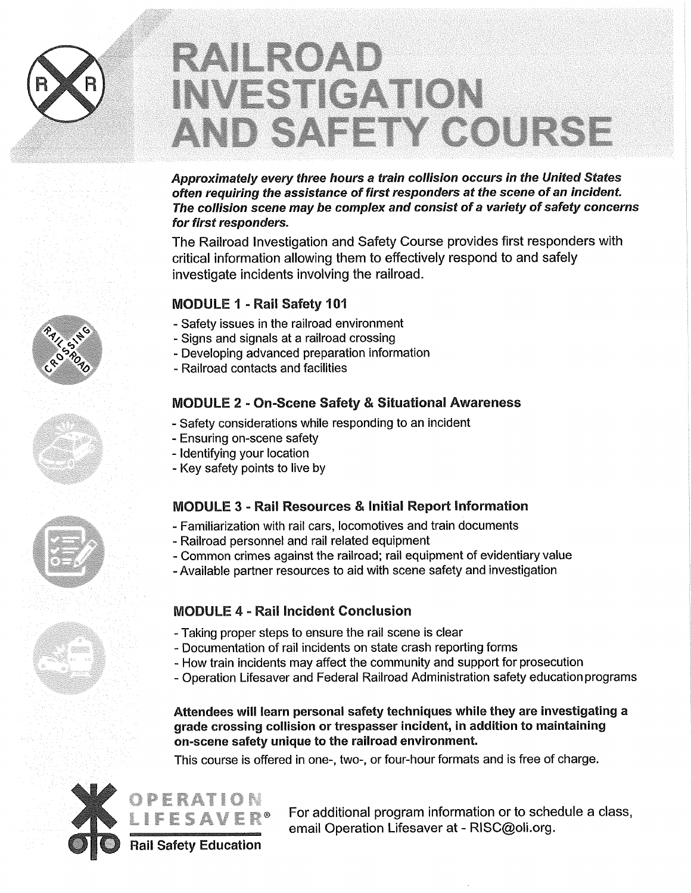# RAILROAD INVESTIGATION AND SAFETY COURSE

***Approximately every three hours a train collision occurs in the United States often requiring the assistance of first responders at the scene of an incident. The collision scene may be complex and consist of a variety of safety concerns for first responders.***

The Railroad Investigation and Safety Course provides first responders with critical information allowing them to effectively respond to and safely investigate incidents involving the railroad.

## MODULE 1 - Rail Safety 101

- Safety issues in the railroad environment
- Signs and signals at a railroad crossing
- Developing advanced preparation information
- Railroad contacts and facilities

## MODULE 2 - On-Scene Safety & Situational Awareness

- Safety considerations while responding to an incident
- Ensuring on-scene safety
- Identifying your location
- Key safety points to live by

## MODULE 3 - Rail Resources & Initial Report Information

- Familiarization with rail cars, locomotives and train documents
- Railroad personnel and rail related equipment
- Common crimes against the railroad; rail equipment of evidentiary value
- Available partner resources to aid with scene safety and investigation

## MODULE 4 - Rail Incident Conclusion

- Taking proper steps to ensure the rail scene is clear
- Documentation of rail incidents on state crash reporting forms
- How train incidents may affect the community and support for prosecution
- Operation Lifesaver and Federal Railroad Administration safety education programs

**Attendees will learn personal safety techniques while they are investigating a grade crossing collision or trespasser incident, in addition to maintaining on-scene safety unique to the railroad environment.**

This course is offered in one-, two-, or four-hour formats and is free of charge.

OPERATION LIFESAVER®
Rail Safety Education

For additional program information or to schedule a class, email Operation Lifesaver at - RISC@oli.org.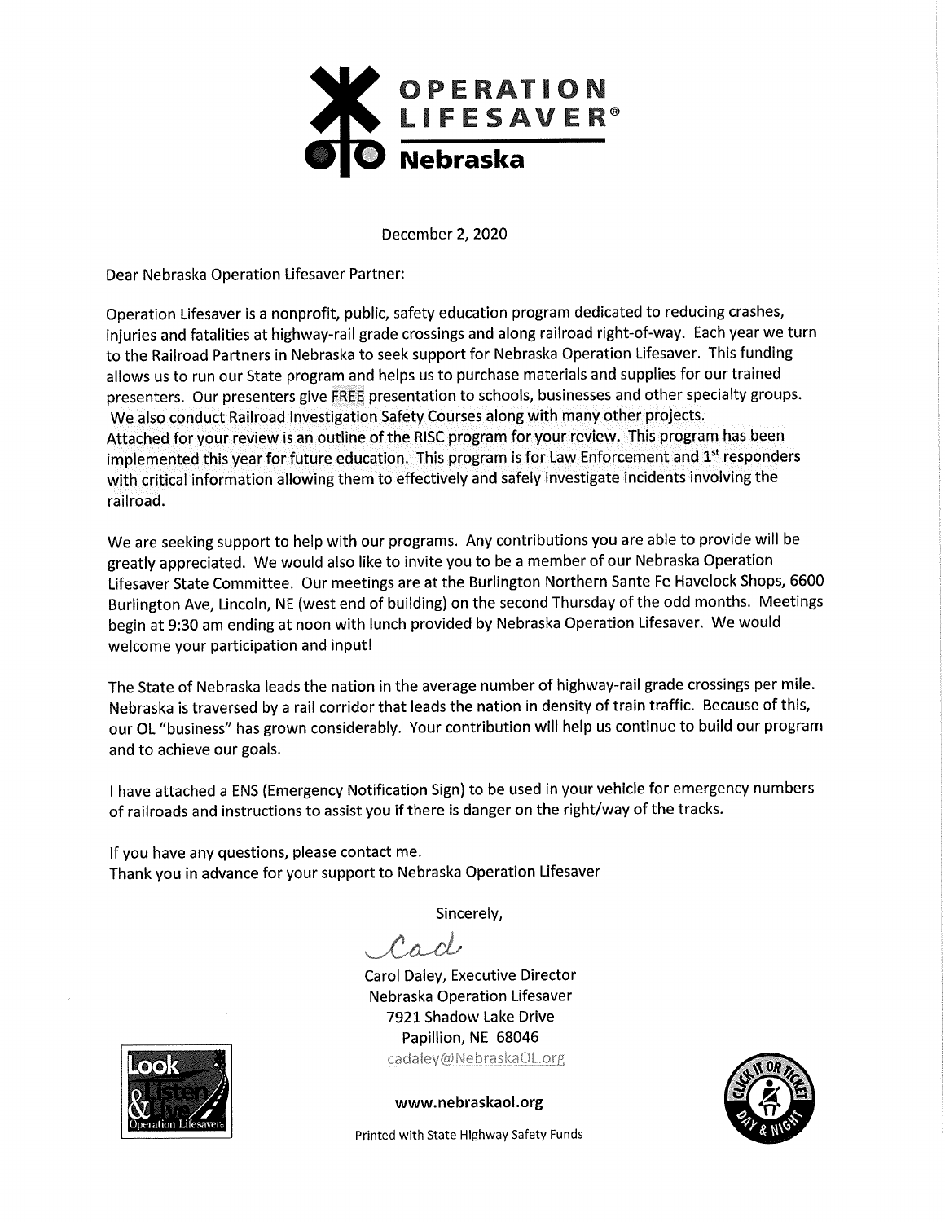# OPERATION LIFESAVER® Nebraska

December 2, 2020

Dear Nebraska Operation Lifesaver Partner:

Operation Lifesaver is a nonprofit, public, safety education program dedicated to reducing crashes, injuries and fatalities at highway-rail grade crossings and along railroad right-of-way. Each year we turn to the Railroad Partners in Nebraska to seek support for Nebraska Operation Lifesaver. This funding allows us to run our State program and helps us to purchase materials and supplies for our trained presenters. Our presenters give FREE presentation to schools, businesses and other specialty groups. We also conduct Railroad Investigation Safety Courses along with many other projects. Attached for your review is an outline of the RISC program for your review. This program has been implemented this year for future education. This program is for Law Enforcement and 1st responders with critical information allowing them to effectively and safely investigate incidents involving the railroad.

We are seeking support to help with our programs. Any contributions you are able to provide will be greatly appreciated. We would also like to invite you to be a member of our Nebraska Operation Lifesaver State Committee. Our meetings are at the Burlington Northern Sante Fe Havelock Shops, 6600 Burlington Ave, Lincoln, NE (west end of building) on the second Thursday of the odd months. Meetings begin at 9:30 am ending at noon with lunch provided by Nebraska Operation Lifesaver. We would welcome your participation and input!

The State of Nebraska leads the nation in the average number of highway-rail grade crossings per mile. Nebraska is traversed by a rail corridor that leads the nation in density of train traffic. Because of this, our OL "business" has grown considerably. Your contribution will help us continue to build our program and to achieve our goals.

I have attached a ENS (Emergency Notification Sign) to be used in your vehicle for emergency numbers of railroads and instructions to assist you if there is danger on the right/way of the tracks.

If you have any questions, please contact me.
Thank you in advance for your support to Nebraska Operation Lifesaver

Sincerely,

Carol Daley, Executive Director
Nebraska Operation Lifesaver
7921 Shadow Lake Drive
Papillion, NE 68046
cadaley@NebraskaOL.org

**www.nebraskaol.org**

Printed with State Highway Safety Funds

Look, Listen & Live — Operation Lifesaver

CLICK IT OR TICKET — DAY & NIGHT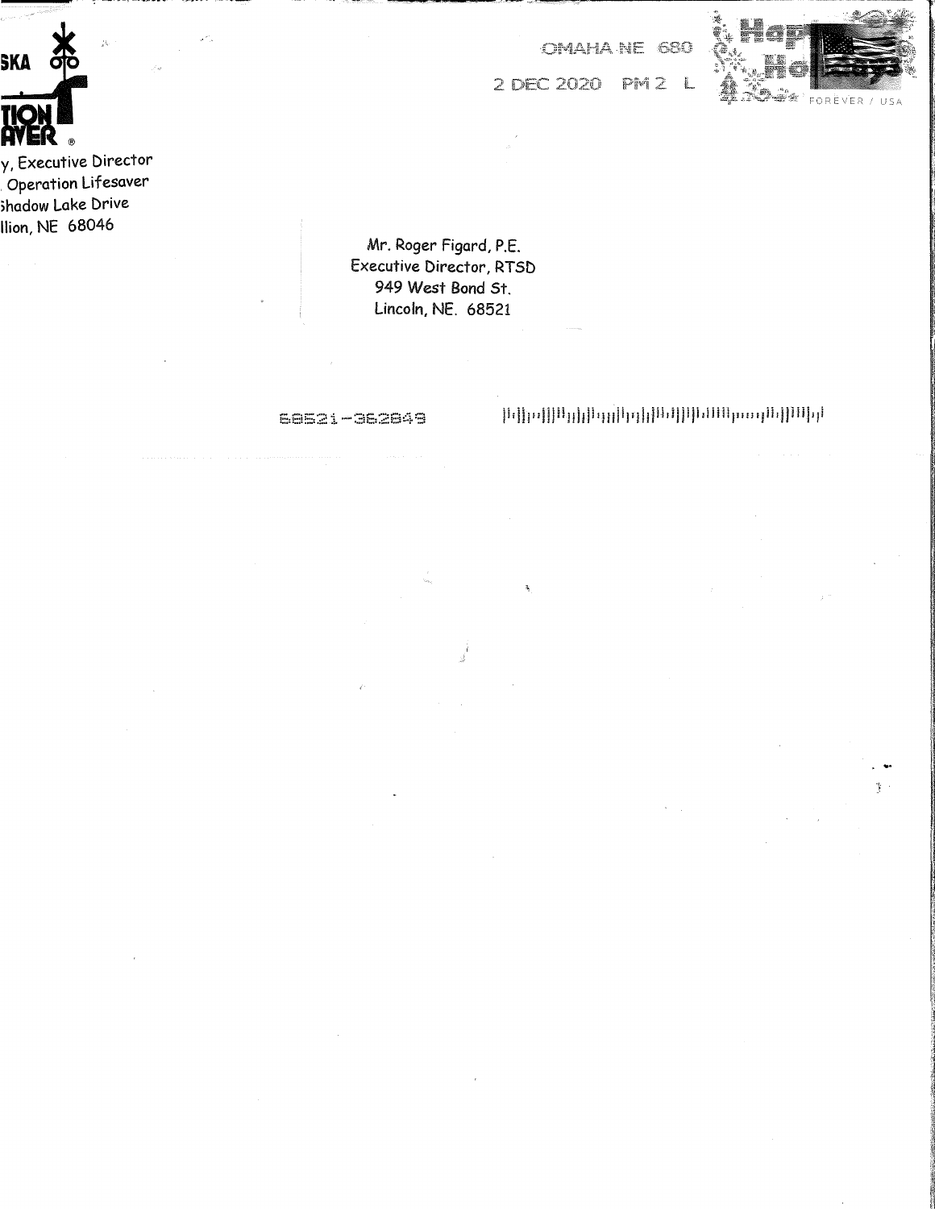SKA

TION
AVER ®

y, Executive Director
. Operation Lifesaver
Shadow Lake Drive
llion, NE 68046

OMAHA NE 680
2 DEC 2020 PM 2 L

FOREVER / USA

Mr. Roger Figard, P.E.
Executive Director, RTSD
949 West Bond St.
Lincoln, NE. 68521

68521-362849